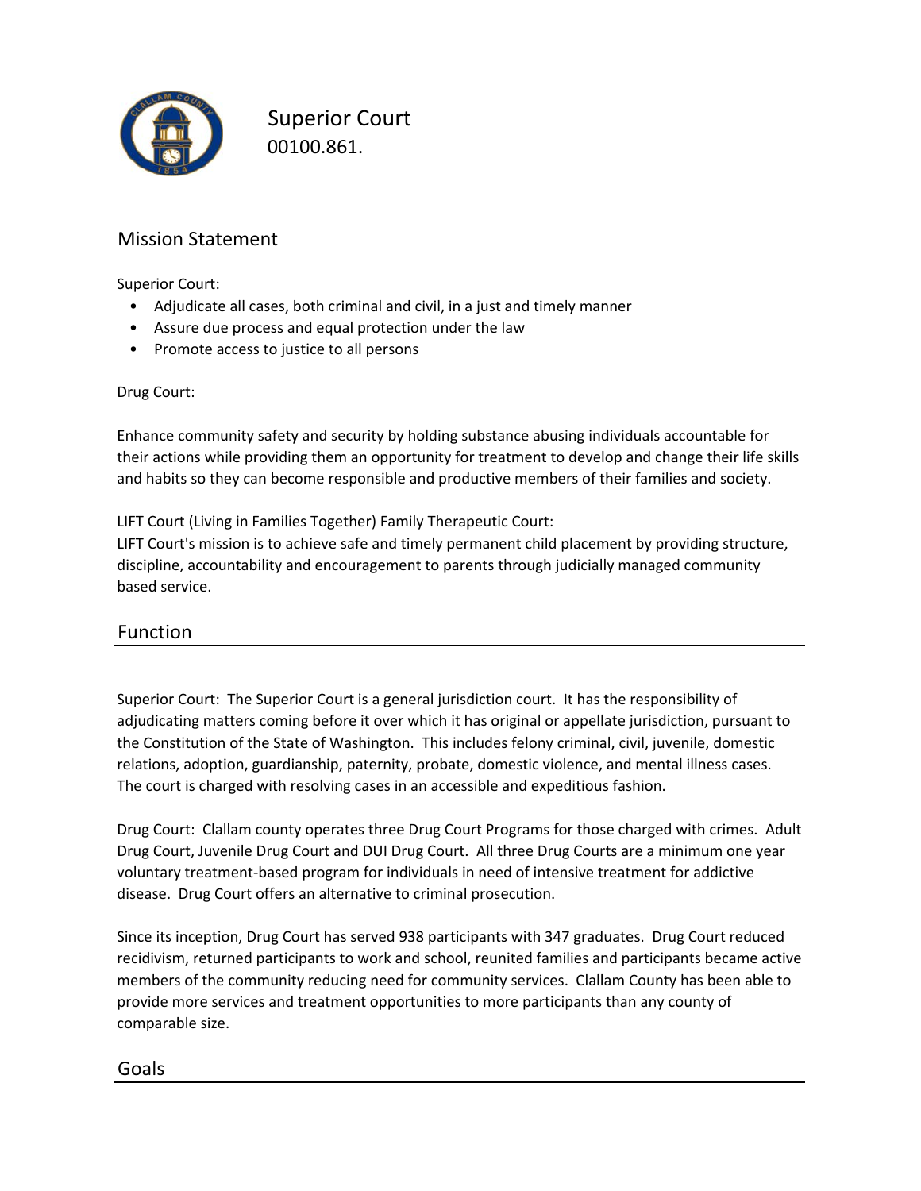# Superior Court
00100.861.

## Mission Statement

Superior Court:

- Adjudicate all cases, both criminal and civil, in a just and timely manner
- Assure due process and equal protection under the law
- Promote access to justice to all persons

Drug Court:

Enhance community safety and security by holding substance abusing individuals accountable for their actions while providing them an opportunity for treatment to develop and change their life skills and habits so they can become responsible and productive members of their families and society.

LIFT Court (Living in Families Together) Family Therapeutic Court:
LIFT Court's mission is to achieve safe and timely permanent child placement by providing structure, discipline, accountability and encouragement to parents through judicially managed community based service.

## Function

Superior Court: The Superior Court is a general jurisdiction court. It has the responsibility of adjudicating matters coming before it over which it has original or appellate jurisdiction, pursuant to the Constitution of the State of Washington. This includes felony criminal, civil, juvenile, domestic relations, adoption, guardianship, paternity, probate, domestic violence, and mental illness cases. The court is charged with resolving cases in an accessible and expeditious fashion.

Drug Court: Clallam county operates three Drug Court Programs for those charged with crimes. Adult Drug Court, Juvenile Drug Court and DUI Drug Court. All three Drug Courts are a minimum one year voluntary treatment-based program for individuals in need of intensive treatment for addictive disease. Drug Court offers an alternative to criminal prosecution.

Since its inception, Drug Court has served 938 participants with 347 graduates. Drug Court reduced recidivism, returned participants to work and school, reunited families and participants became active members of the community reducing need for community services. Clallam County has been able to provide more services and treatment opportunities to more participants than any county of comparable size.

## Goals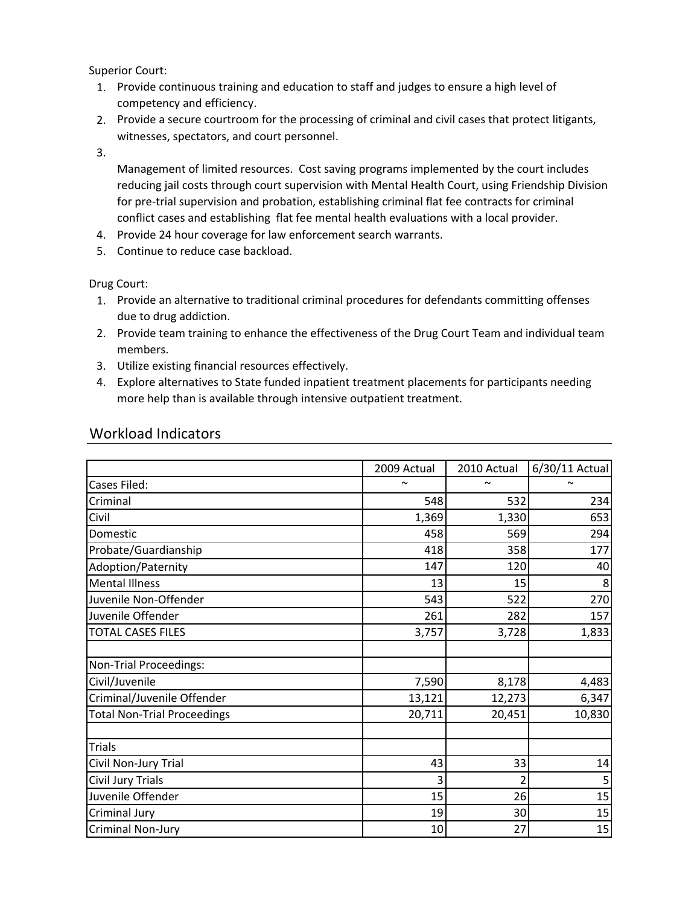Superior Court:

1. Provide continuous training and education to staff and judges to ensure a high level of competency and efficiency.
2. Provide a secure courtroom for the processing of criminal and civil cases that protect litigants, witnesses, spectators, and court personnel.
3. Management of limited resources. Cost saving programs implemented by the court includes reducing jail costs through court supervision with Mental Health Court, using Friendship Division for pre-trial supervision and probation, establishing criminal flat fee contracts for criminal conflict cases and establishing flat fee mental health evaluations with a local provider.
4. Provide 24 hour coverage for law enforcement search warrants.
5. Continue to reduce case backload.

Drug Court:

1. Provide an alternative to traditional criminal procedures for defendants committing offenses due to drug addiction.
2. Provide team training to enhance the effectiveness of the Drug Court Team and individual team members.
3. Utilize existing financial resources effectively.
4. Explore alternatives to State funded inpatient treatment placements for participants needing more help than is available through intensive outpatient treatment.

## Workload Indicators

| | 2009 Actual | 2010 Actual | 6/30/11 Actual |
|---|---|---|---|
| Cases Filed: | ~ | ~ | ~ |
| Criminal | 548 | 532 | 234 |
| Civil | 1,369 | 1,330 | 653 |
| Domestic | 458 | 569 | 294 |
| Probate/Guardianship | 418 | 358 | 177 |
| Adoption/Paternity | 147 | 120 | 40 |
| Mental Illness | 13 | 15 | 8 |
| Juvenile Non-Offender | 543 | 522 | 270 |
| Juvenile Offender | 261 | 282 | 157 |
| TOTAL CASES FILES | 3,757 | 3,728 | 1,833 |
| | | | |
| Non-Trial Proceedings: | | | |
| Civil/Juvenile | 7,590 | 8,178 | 4,483 |
| Criminal/Juvenile Offender | 13,121 | 12,273 | 6,347 |
| Total Non-Trial Proceedings | 20,711 | 20,451 | 10,830 |
| | | | |
| Trials | | | |
| Civil Non-Jury Trial | 43 | 33 | 14 |
| Civil Jury Trials | 3 | 2 | 5 |
| Juvenile Offender | 15 | 26 | 15 |
| Criminal Jury | 19 | 30 | 15 |
| Criminal Non-Jury | 10 | 27 | 15 |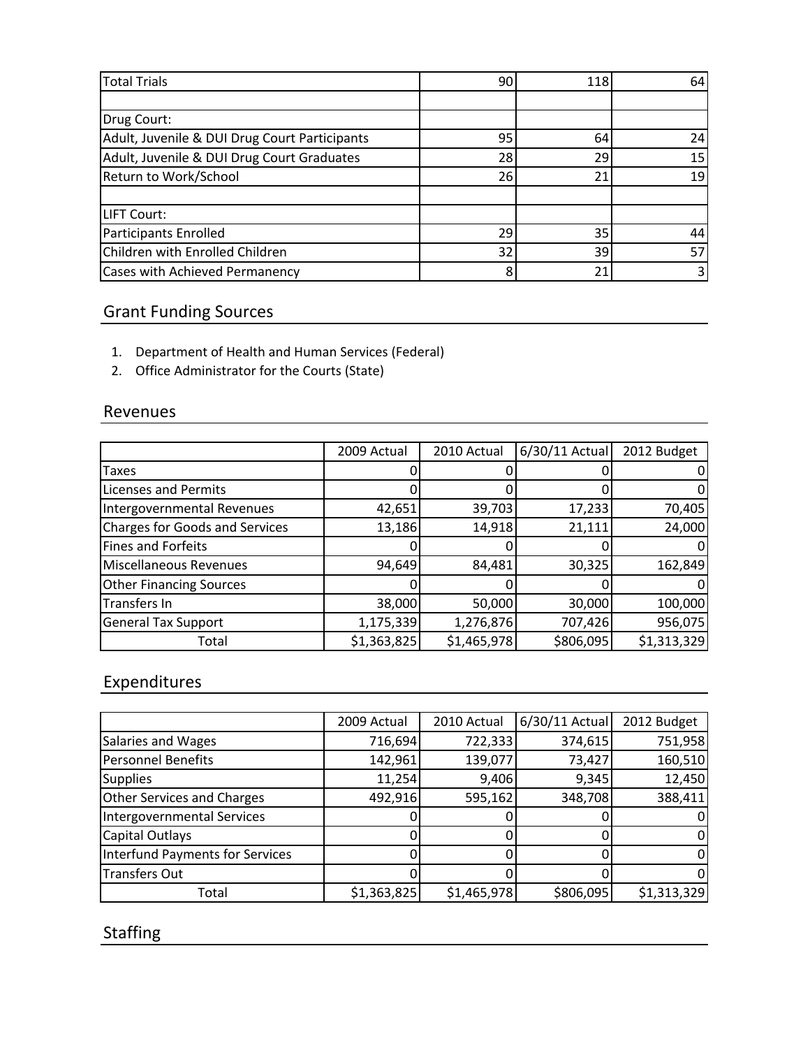| | | | |
|---|---|---|---|
| Total Trials | 90 | 118 | 64 |
| | | | |
| Drug Court: | | | |
| Adult, Juvenile & DUI Drug Court Participants | 95 | 64 | 24 |
| Adult, Juvenile & DUI Drug Court Graduates | 28 | 29 | 15 |
| Return to Work/School | 26 | 21 | 19 |
| | | | |
| LIFT Court: | | | |
| Participants Enrolled | 29 | 35 | 44 |
| Children with Enrolled Children | 32 | 39 | 57 |
| Cases with Achieved Permanency | 8 | 21 | 3 |

## Grant Funding Sources

1. Department of Health and Human Services (Federal)
2. Office Administrator for the Courts (State)

## Revenues

| | 2009 Actual | 2010 Actual | 6/30/11 Actual | 2012 Budget |
|---|---|---|---|---|
| Taxes | 0 | 0 | 0 | 0 |
| Licenses and Permits | 0 | 0 | 0 | 0 |
| Intergovernmental Revenues | 42,651 | 39,703 | 17,233 | 70,405 |
| Charges for Goods and Services | 13,186 | 14,918 | 21,111 | 24,000 |
| Fines and Forfeits | 0 | 0 | 0 | 0 |
| Miscellaneous Revenues | 94,649 | 84,481 | 30,325 | 162,849 |
| Other Financing Sources | 0 | 0 | 0 | 0 |
| Transfers In | 38,000 | 50,000 | 30,000 | 100,000 |
| General Tax Support | 1,175,339 | 1,276,876 | 707,426 | 956,075 |
| Total | $1,363,825 | $1,465,978 | $806,095 | $1,313,329 |

## Expenditures

| | 2009 Actual | 2010 Actual | 6/30/11 Actual | 2012 Budget |
|---|---|---|---|---|
| Salaries and Wages | 716,694 | 722,333 | 374,615 | 751,958 |
| Personnel Benefits | 142,961 | 139,077 | 73,427 | 160,510 |
| Supplies | 11,254 | 9,406 | 9,345 | 12,450 |
| Other Services and Charges | 492,916 | 595,162 | 348,708 | 388,411 |
| Intergovernmental Services | 0 | 0 | 0 | 0 |
| Capital Outlays | 0 | 0 | 0 | 0 |
| Interfund Payments for Services | 0 | 0 | 0 | 0 |
| Transfers Out | 0 | 0 | 0 | 0 |
| Total | $1,363,825 | $1,465,978 | $806,095 | $1,313,329 |

## Staffing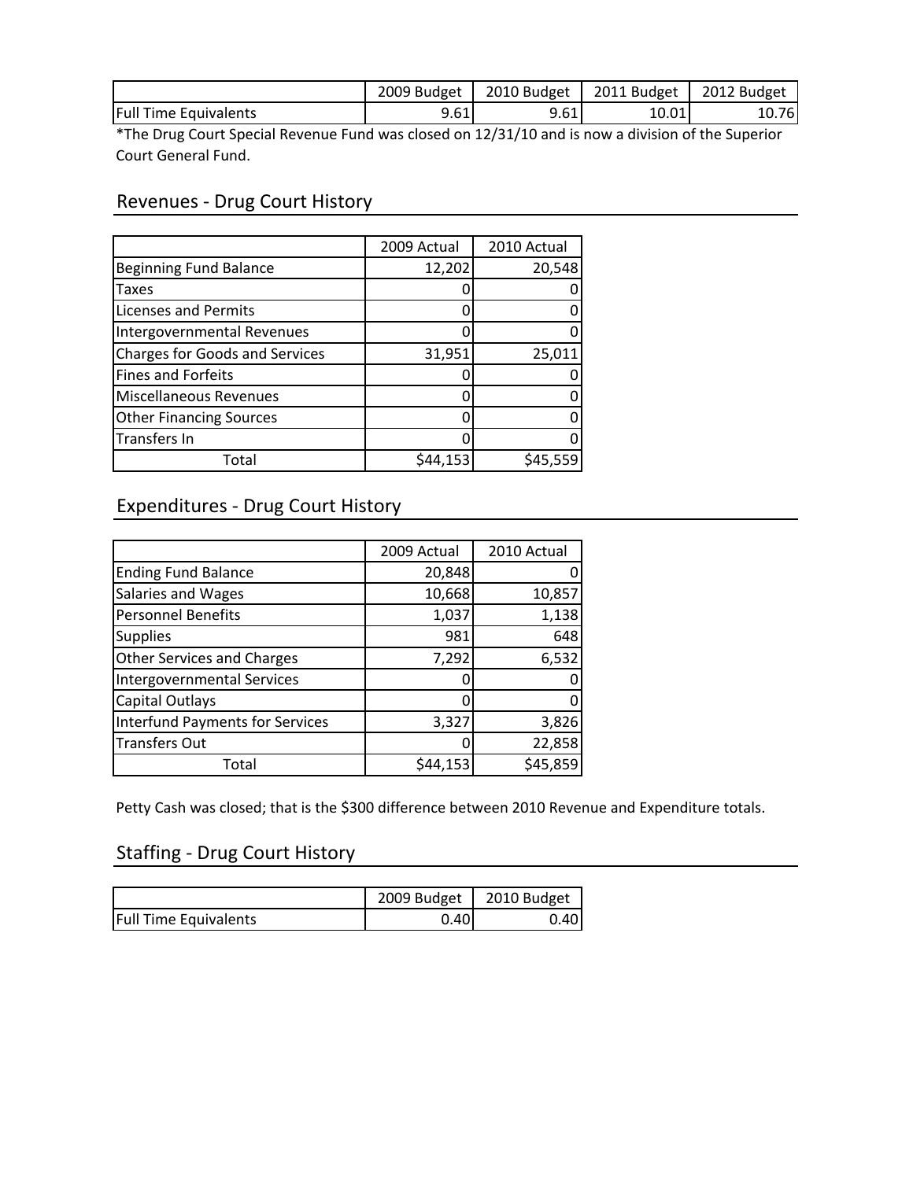| | 2009 Budget | 2010 Budget | 2011 Budget | 2012 Budget |
|---|---|---|---|---|
| Full Time Equivalents | 9.61 | 9.61 | 10.01 | 10.76 |

*The Drug Court Special Revenue Fund was closed on 12/31/10 and is now a division of the Superior Court General Fund.

## Revenues - Drug Court History

| | 2009 Actual | 2010 Actual |
|---|---|---|
| Beginning Fund Balance | 12,202 | 20,548 |
| Taxes | 0 | 0 |
| Licenses and Permits | 0 | 0 |
| Intergovernmental Revenues | 0 | 0 |
| Charges for Goods and Services | 31,951 | 25,011 |
| Fines and Forfeits | 0 | 0 |
| Miscellaneous Revenues | 0 | 0 |
| Other Financing Sources | 0 | 0 |
| Transfers In | 0 | 0 |
| Total | $44,153 | $45,559 |

## Expenditures - Drug Court History

| | 2009 Actual | 2010 Actual |
|---|---|---|
| Ending Fund Balance | 20,848 | 0 |
| Salaries and Wages | 10,668 | 10,857 |
| Personnel Benefits | 1,037 | 1,138 |
| Supplies | 981 | 648 |
| Other Services and Charges | 7,292 | 6,532 |
| Intergovernmental Services | 0 | 0 |
| Capital Outlays | 0 | 0 |
| Interfund Payments for Services | 3,327 | 3,826 |
| Transfers Out | 0 | 22,858 |
| Total | $44,153 | $45,859 |

Petty Cash was closed; that is the $300 difference between 2010 Revenue and Expenditure totals.

## Staffing - Drug Court History

| | 2009 Budget | 2010 Budget |
|---|---|---|
| Full Time Equivalents | 0.40 | 0.40 |